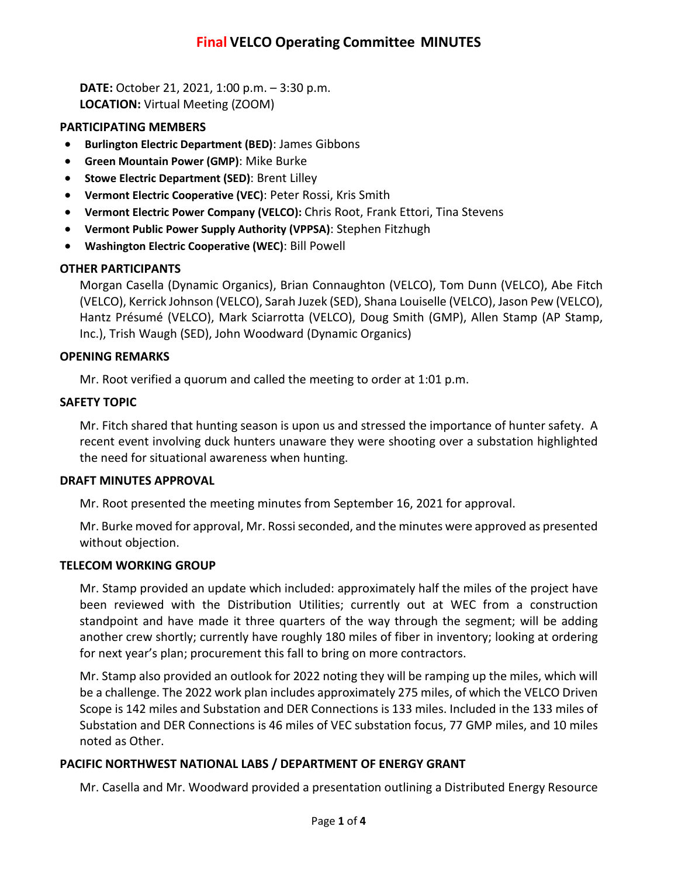# Final VELCO Operating Committee MINUTES

**DATE:** October 21, 2021, 1:00 p.m. – 3:30 p.m.
**LOCATION:** Virtual Meeting (ZOOM)

## PARTICIPATING MEMBERS

- **Burlington Electric Department (BED)**: James Gibbons
- **Green Mountain Power (GMP)**: Mike Burke
- **Stowe Electric Department (SED)**: Brent Lilley
- **Vermont Electric Cooperative (VEC)**: Peter Rossi, Kris Smith
- **Vermont Electric Power Company (VELCO):** Chris Root, Frank Ettori, Tina Stevens
- **Vermont Public Power Supply Authority (VPPSA)**: Stephen Fitzhugh
- **Washington Electric Cooperative (WEC)**: Bill Powell

## OTHER PARTICIPANTS

Morgan Casella (Dynamic Organics), Brian Connaughton (VELCO), Tom Dunn (VELCO), Abe Fitch (VELCO), Kerrick Johnson (VELCO), Sarah Juzek (SED), Shana Louiselle (VELCO), Jason Pew (VELCO), Hantz Présumé (VELCO), Mark Sciarrotta (VELCO), Doug Smith (GMP), Allen Stamp (AP Stamp, Inc.), Trish Waugh (SED), John Woodward (Dynamic Organics)

## OPENING REMARKS

Mr. Root verified a quorum and called the meeting to order at 1:01 p.m.

## SAFETY TOPIC

Mr. Fitch shared that hunting season is upon us and stressed the importance of hunter safety. A recent event involving duck hunters unaware they were shooting over a substation highlighted the need for situational awareness when hunting.

## DRAFT MINUTES APPROVAL

Mr. Root presented the meeting minutes from September 16, 2021 for approval.

Mr. Burke moved for approval, Mr. Rossi seconded, and the minutes were approved as presented without objection.

## TELECOM WORKING GROUP

Mr. Stamp provided an update which included: approximately half the miles of the project have been reviewed with the Distribution Utilities; currently out at WEC from a construction standpoint and have made it three quarters of the way through the segment; will be adding another crew shortly; currently have roughly 180 miles of fiber in inventory; looking at ordering for next year's plan; procurement this fall to bring on more contractors.

Mr. Stamp also provided an outlook for 2022 noting they will be ramping up the miles, which will be a challenge. The 2022 work plan includes approximately 275 miles, of which the VELCO Driven Scope is 142 miles and Substation and DER Connections is 133 miles. Included in the 133 miles of Substation and DER Connections is 46 miles of VEC substation focus, 77 GMP miles, and 10 miles noted as Other.

## PACIFIC NORTHWEST NATIONAL LABS / DEPARTMENT OF ENERGY GRANT

Mr. Casella and Mr. Woodward provided a presentation outlining a Distributed Energy Resource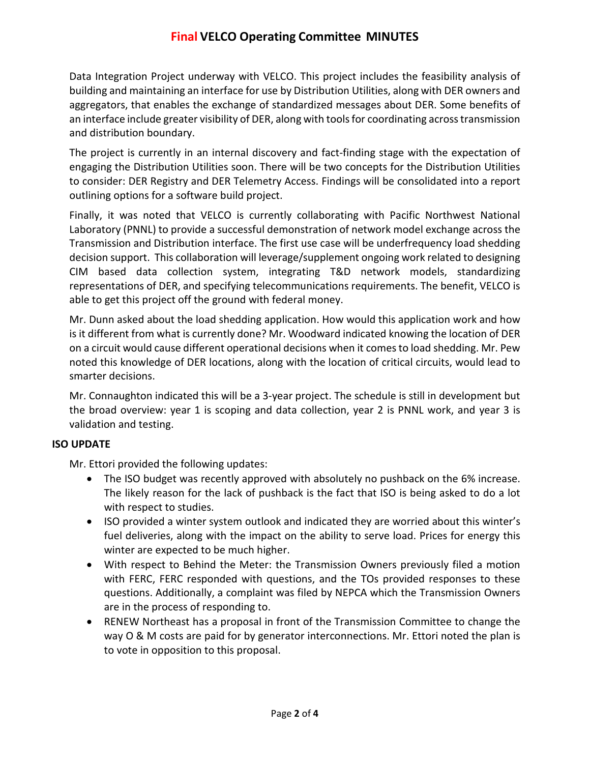Data Integration Project underway with VELCO. This project includes the feasibility analysis of building and maintaining an interface for use by Distribution Utilities, along with DER owners and aggregators, that enables the exchange of standardized messages about DER. Some benefits of an interface include greater visibility of DER, along with tools for coordinating across transmission and distribution boundary.

The project is currently in an internal discovery and fact-finding stage with the expectation of engaging the Distribution Utilities soon. There will be two concepts for the Distribution Utilities to consider: DER Registry and DER Telemetry Access. Findings will be consolidated into a report outlining options for a software build project.

Finally, it was noted that VELCO is currently collaborating with Pacific Northwest National Laboratory (PNNL) to provide a successful demonstration of network model exchange across the Transmission and Distribution interface. The first use case will be underfrequency load shedding decision support. This collaboration will leverage/supplement ongoing work related to designing CIM based data collection system, integrating T&D network models, standardizing representations of DER, and specifying telecommunications requirements. The benefit, VELCO is able to get this project off the ground with federal money.

Mr. Dunn asked about the load shedding application. How would this application work and how is it different from what is currently done? Mr. Woodward indicated knowing the location of DER on a circuit would cause different operational decisions when it comes to load shedding. Mr. Pew noted this knowledge of DER locations, along with the location of critical circuits, would lead to smarter decisions.

Mr. Connaughton indicated this will be a 3-year project. The schedule is still in development but the broad overview: year 1 is scoping and data collection, year 2 is PNNL work, and year 3 is validation and testing.

**ISO UPDATE**

Mr. Ettori provided the following updates:

- The ISO budget was recently approved with absolutely no pushback on the 6% increase. The likely reason for the lack of pushback is the fact that ISO is being asked to do a lot with respect to studies.
- ISO provided a winter system outlook and indicated they are worried about this winter's fuel deliveries, along with the impact on the ability to serve load. Prices for energy this winter are expected to be much higher.
- With respect to Behind the Meter: the Transmission Owners previously filed a motion with FERC, FERC responded with questions, and the TOs provided responses to these questions. Additionally, a complaint was filed by NEPCA which the Transmission Owners are in the process of responding to.
- RENEW Northeast has a proposal in front of the Transmission Committee to change the way O & M costs are paid for by generator interconnections. Mr. Ettori noted the plan is to vote in opposition to this proposal.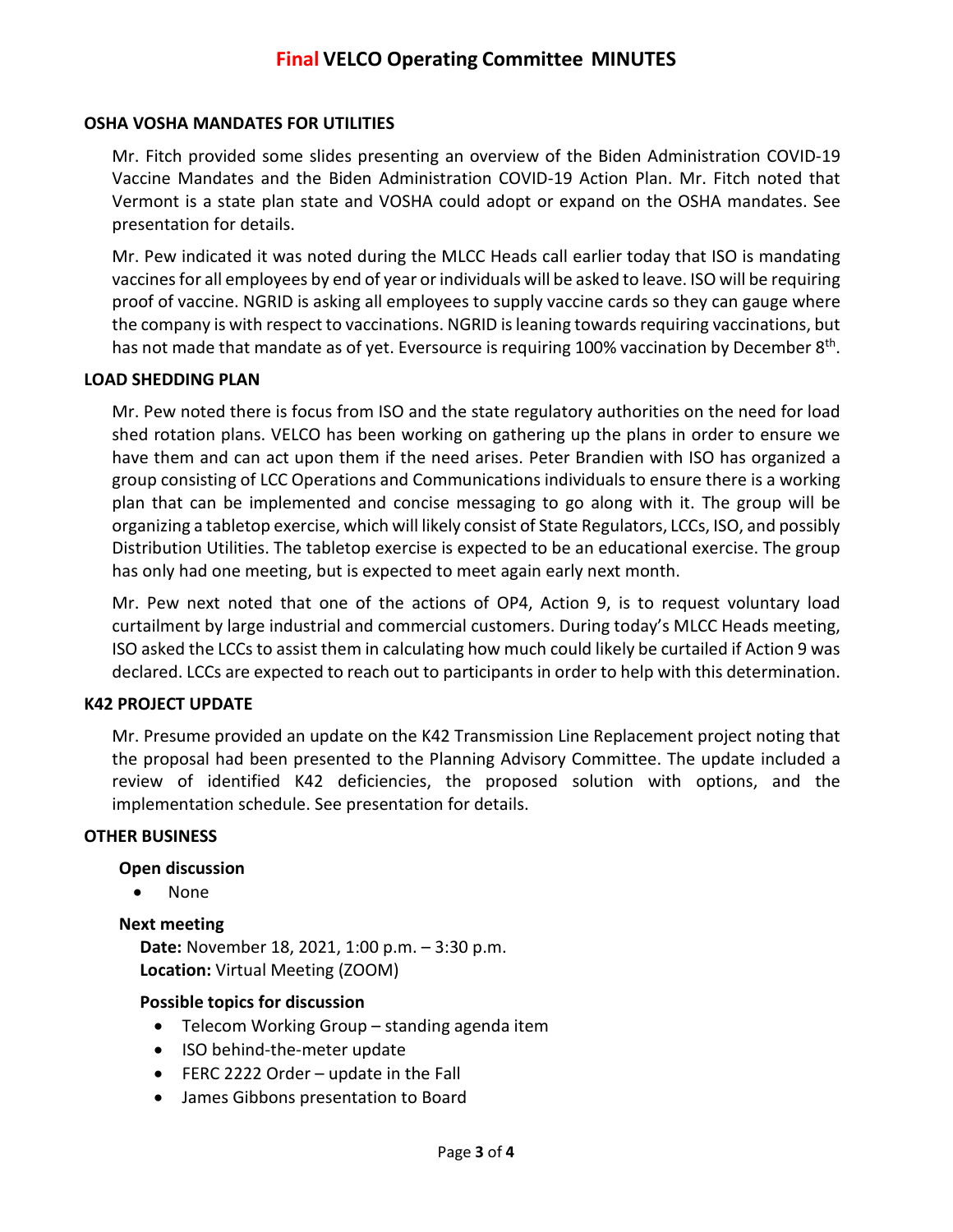# Final VELCO Operating Committee MINUTES

## OSHA VOSHA MANDATES FOR UTILITIES

Mr. Fitch provided some slides presenting an overview of the Biden Administration COVID-19 Vaccine Mandates and the Biden Administration COVID-19 Action Plan. Mr. Fitch noted that Vermont is a state plan state and VOSHA could adopt or expand on the OSHA mandates. See presentation for details.

Mr. Pew indicated it was noted during the MLCC Heads call earlier today that ISO is mandating vaccines for all employees by end of year or individuals will be asked to leave. ISO will be requiring proof of vaccine. NGRID is asking all employees to supply vaccine cards so they can gauge where the company is with respect to vaccinations. NGRID is leaning towards requiring vaccinations, but has not made that mandate as of yet. Eversource is requiring 100% vaccination by December 8th.

## LOAD SHEDDING PLAN

Mr. Pew noted there is focus from ISO and the state regulatory authorities on the need for load shed rotation plans. VELCO has been working on gathering up the plans in order to ensure we have them and can act upon them if the need arises. Peter Brandien with ISO has organized a group consisting of LCC Operations and Communications individuals to ensure there is a working plan that can be implemented and concise messaging to go along with it. The group will be organizing a tabletop exercise, which will likely consist of State Regulators, LCCs, ISO, and possibly Distribution Utilities. The tabletop exercise is expected to be an educational exercise. The group has only had one meeting, but is expected to meet again early next month.

Mr. Pew next noted that one of the actions of OP4, Action 9, is to request voluntary load curtailment by large industrial and commercial customers. During today's MLCC Heads meeting, ISO asked the LCCs to assist them in calculating how much could likely be curtailed if Action 9 was declared. LCCs are expected to reach out to participants in order to help with this determination.

## K42 PROJECT UPDATE

Mr. Presume provided an update on the K42 Transmission Line Replacement project noting that the proposal had been presented to the Planning Advisory Committee. The update included a review of identified K42 deficiencies, the proposed solution with options, and the implementation schedule. See presentation for details.

## OTHER BUSINESS

### Open discussion

- None

### Next meeting

**Date:** November 18, 2021, 1:00 p.m. – 3:30 p.m.
**Location:** Virtual Meeting (ZOOM)

#### Possible topics for discussion

- Telecom Working Group – standing agenda item
- ISO behind-the-meter update
- FERC 2222 Order – update in the Fall
- James Gibbons presentation to Board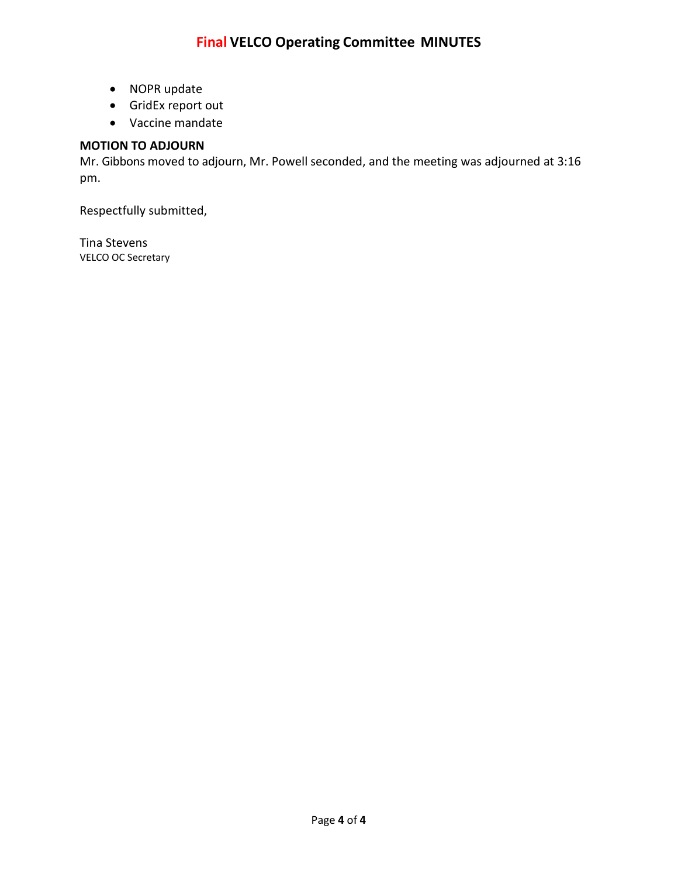- NOPR update
- GridEx report out
- Vaccine mandate

**MOTION TO ADJOURN**

Mr. Gibbons moved to adjourn, Mr. Powell seconded, and the meeting was adjourned at 3:16 pm.

Respectfully submitted,

Tina Stevens
VELCO OC Secretary